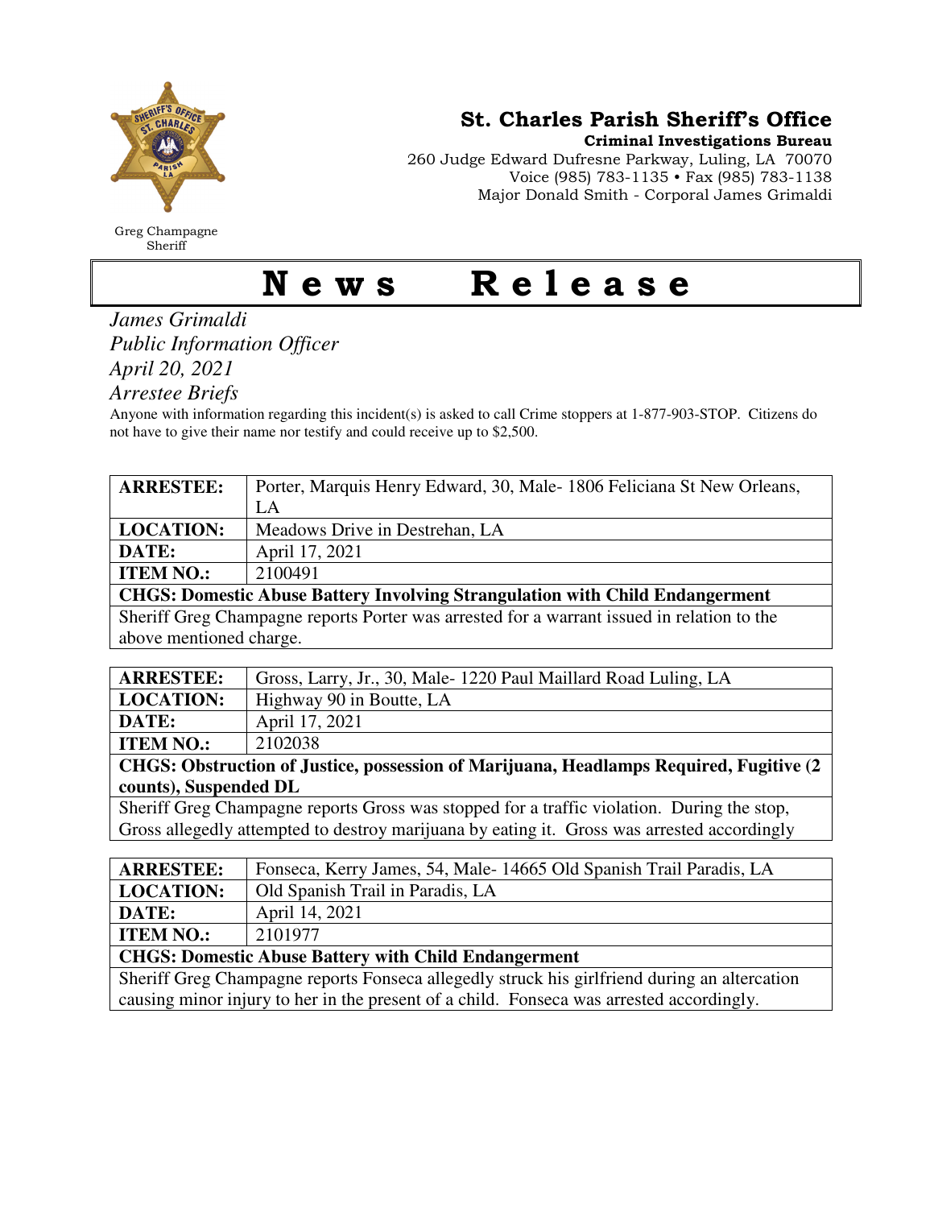Greg Champagne
Sheriff

## St. Charles Parish Sheriff's Office

**Criminal Investigations Bureau**
260 Judge Edward Dufresne Parkway, Luling, LA 70070
Voice (985) 783-1135 • Fax (985) 783-1138
Major Donald Smith - Corporal James Grimaldi

# News Release

*James Grimaldi*
*Public Information Officer*
*April 20, 2021*
*Arrestee Briefs*

Anyone with information regarding this incident(s) is asked to call Crime stoppers at 1-877-903-STOP. Citizens do not have to give their name nor testify and could receive up to $2,500.

| **ARRESTEE:** | Porter, Marquis Henry Edward, 30, Male- 1806 Feliciana St New Orleans, LA |
|---|---|
| **LOCATION:** | Meadows Drive in Destrehan, LA |
| **DATE:** | April 17, 2021 |
| **ITEM NO.:** | 2100491 |
| **CHGS: Domestic Abuse Battery Involving Strangulation with Child Endangerment** | |
| Sheriff Greg Champagne reports Porter was arrested for a warrant issued in relation to the above mentioned charge. | |

| **ARRESTEE:** | Gross, Larry, Jr., 30, Male- 1220 Paul Maillard Road Luling, LA |
|---|---|
| **LOCATION:** | Highway 90 in Boutte, LA |
| **DATE:** | April 17, 2021 |
| **ITEM NO.:** | 2102038 |
| **CHGS: Obstruction of Justice, possession of Marijuana, Headlamps Required, Fugitive (2 counts), Suspended DL** | |
| Sheriff Greg Champagne reports Gross was stopped for a traffic violation. During the stop, Gross allegedly attempted to destroy marijuana by eating it. Gross was arrested accordingly | |

| **ARRESTEE:** | Fonseca, Kerry James, 54, Male- 14665 Old Spanish Trail Paradis, LA |
|---|---|
| **LOCATION:** | Old Spanish Trail in Paradis, LA |
| **DATE:** | April 14, 2021 |
| **ITEM NO.:** | 2101977 |
| **CHGS: Domestic Abuse Battery with Child Endangerment** | |
| Sheriff Greg Champagne reports Fonseca allegedly struck his girlfriend during an altercation causing minor injury to her in the present of a child. Fonseca was arrested accordingly. | |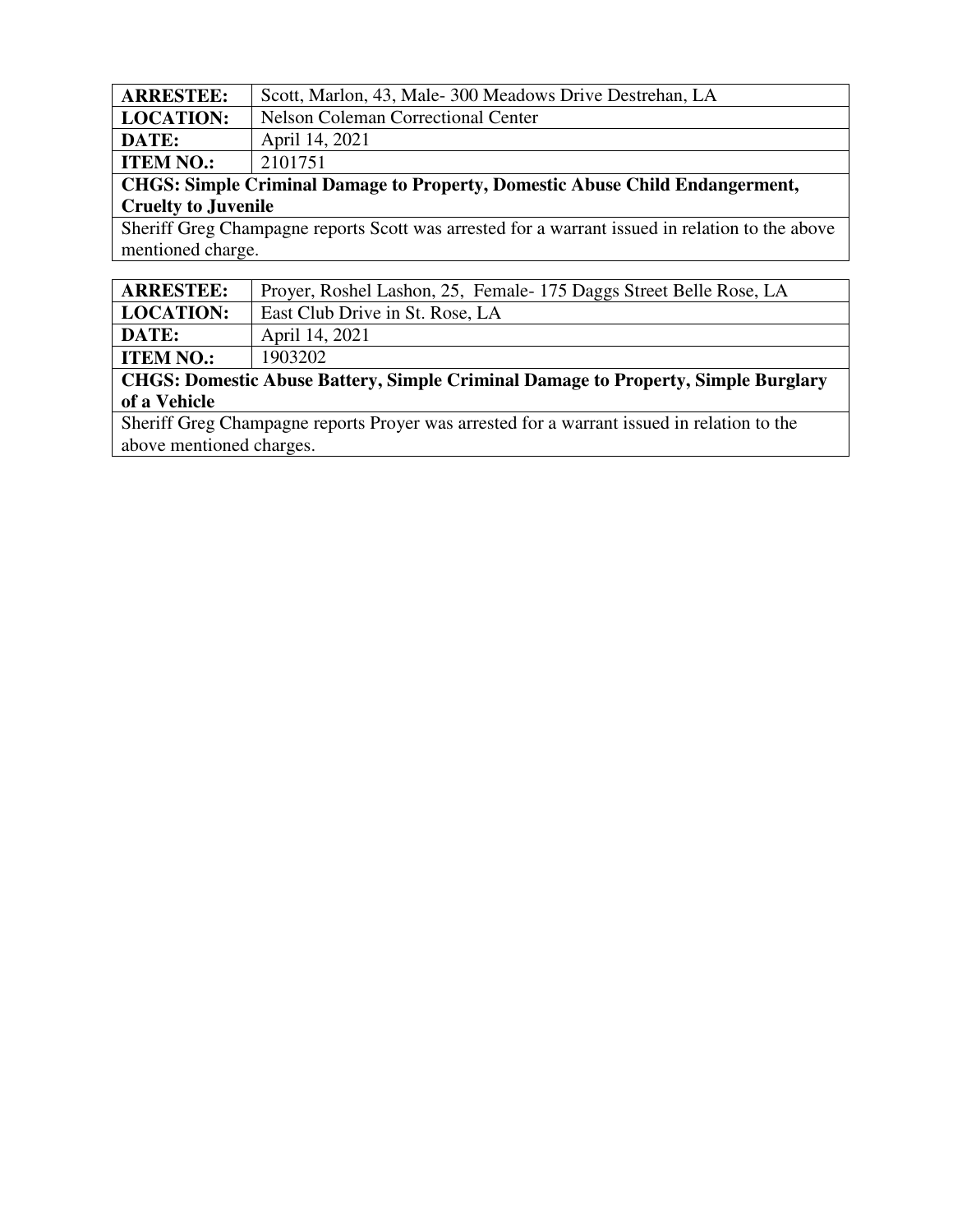| | |
|---|---|
| **ARRESTEE:** | Scott, Marlon, 43, Male- 300 Meadows Drive Destrehan, LA |
| **LOCATION:** | Nelson Coleman Correctional Center |
| **DATE:** | April 14, 2021 |
| **ITEM NO.:** | 2101751 |
| **CHGS: Simple Criminal Damage to Property, Domestic Abuse Child Endangerment, Cruelty to Juvenile** | |
| Sheriff Greg Champagne reports Scott was arrested for a warrant issued in relation to the above mentioned charge. | |

| | |
|---|---|
| **ARRESTEE:** | Proyer, Roshel Lashon, 25, Female- 175 Daggs Street Belle Rose, LA |
| **LOCATION:** | East Club Drive in St. Rose, LA |
| **DATE:** | April 14, 2021 |
| **ITEM NO.:** | 1903202 |
| **CHGS: Domestic Abuse Battery, Simple Criminal Damage to Property, Simple Burglary of a Vehicle** | |
| Sheriff Greg Champagne reports Proyer was arrested for a warrant issued in relation to the above mentioned charges. | |